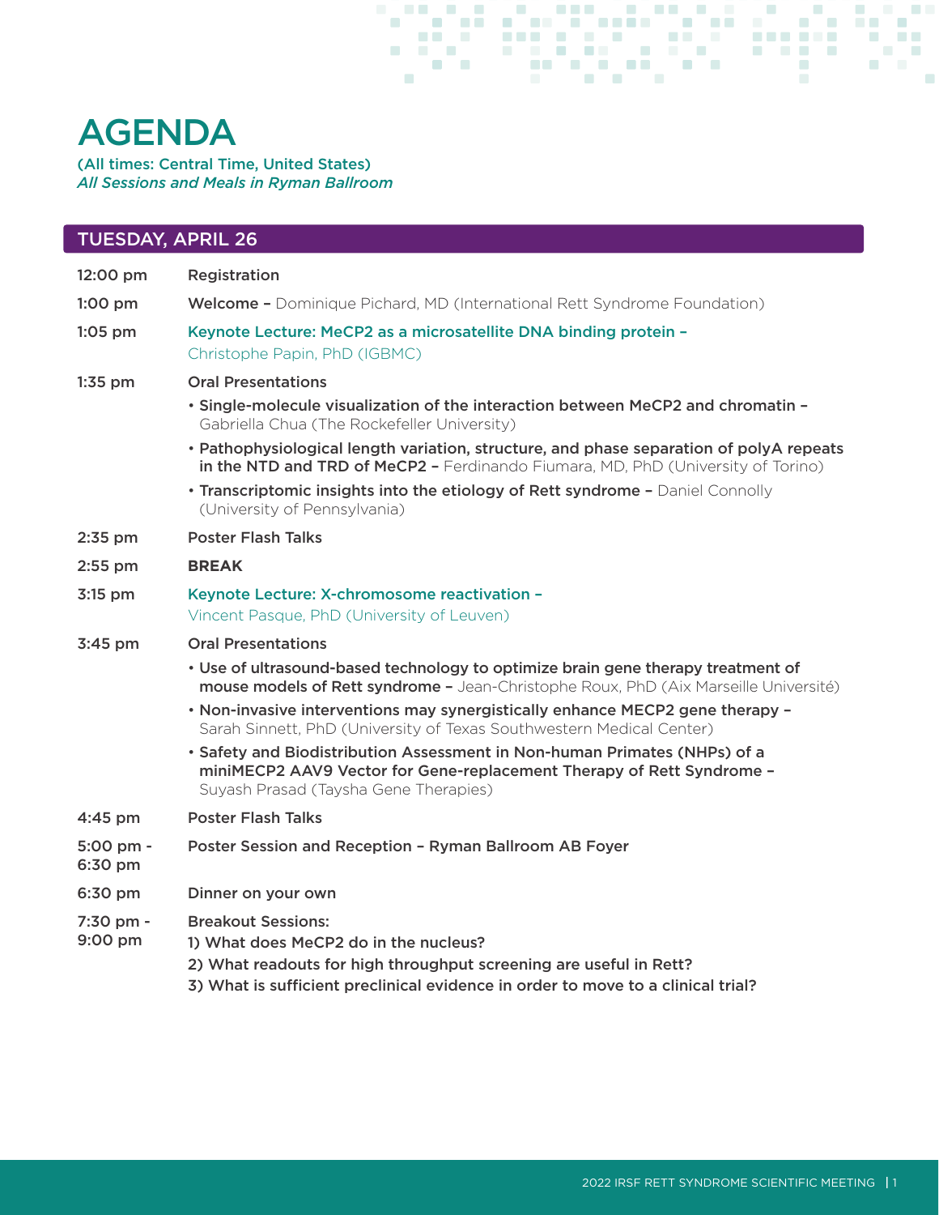# AGENDA

(All times: Central Time, United States)
*All Sessions and Meals in Ryman Ballroom*

## TUESDAY, APRIL 26

| Time | Session |
|---|---|
| 12:00 pm | Registration |
| 1:00 pm | **Welcome –** Dominique Pichard, MD (International Rett Syndrome Foundation) |
| 1:05 pm | **Keynote Lecture: MeCP2 as a microsatellite DNA binding protein –** Christophe Papin, PhD (IGBMC) |
| 1:35 pm | **Oral Presentations**<br>• **Single-molecule visualization of the interaction between MeCP2 and chromatin –** Gabriella Chua (The Rockefeller University)<br>• **Pathophysiological length variation, structure, and phase separation of polyA repeats in the NTD and TRD of MeCP2 –** Ferdinando Fiumara, MD, PhD (University of Torino)<br>• **Transcriptomic insights into the etiology of Rett syndrome –** Daniel Connolly (University of Pennsylvania) |
| 2:35 pm | **Poster Flash Talks** |
| 2:55 pm | **BREAK** |
| 3:15 pm | **Keynote Lecture: X-chromosome reactivation –** Vincent Pasque, PhD (University of Leuven) |
| 3:45 pm | **Oral Presentations**<br>• **Use of ultrasound-based technology to optimize brain gene therapy treatment of mouse models of Rett syndrome –** Jean-Christophe Roux, PhD (Aix Marseille Université)<br>• **Non-invasive interventions may synergistically enhance MECP2 gene therapy –** Sarah Sinnett, PhD (University of Texas Southwestern Medical Center)<br>• **Safety and Biodistribution Assessment in Non-human Primates (NHPs) of a miniMECP2 AAV9 Vector for Gene-replacement Therapy of Rett Syndrome –** Suyash Prasad (Taysha Gene Therapies) |
| 4:45 pm | **Poster Flash Talks** |
| 5:00 pm - 6:30 pm | **Poster Session and Reception – Ryman Ballroom AB Foyer** |
| 6:30 pm | **Dinner on your own** |
| 7:30 pm - 9:00 pm | **Breakout Sessions:**<br>**1) What does MeCP2 do in the nucleus?**<br>**2) What readouts for high throughput screening are useful in Rett?**<br>**3) What is sufficient preclinical evidence in order to move to a clinical trial?** |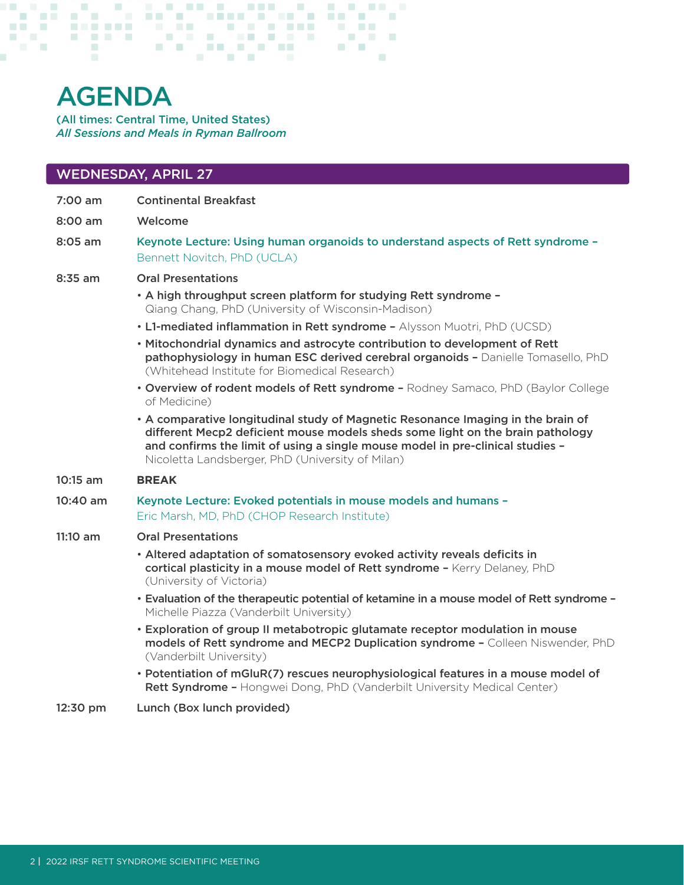# AGENDA

(All times: Central Time, United States)
*All Sessions and Meals in Ryman Ballroom*

## WEDNESDAY, APRIL 27

**7:00 am** — **Continental Breakfast**

**8:00 am** — **Welcome**

**8:05 am** — **Keynote Lecture: Using human organoids to understand aspects of Rett syndrome –** Bennett Novitch, PhD (UCLA)

**8:35 am** — **Oral Presentations**

- **A high throughput screen platform for studying Rett syndrome –** Qiang Chang, PhD (University of Wisconsin-Madison)
- **L1-mediated inflammation in Rett syndrome –** Alysson Muotri, PhD (UCSD)
- **Mitochondrial dynamics and astrocyte contribution to development of Rett pathophysiology in human ESC derived cerebral organoids –** Danielle Tomasello, PhD (Whitehead Institute for Biomedical Research)
- **Overview of rodent models of Rett syndrome –** Rodney Samaco, PhD (Baylor College of Medicine)
- **A comparative longitudinal study of Magnetic Resonance Imaging in the brain of different Mecp2 deficient mouse models sheds some light on the brain pathology and confirms the limit of using a single mouse model in pre-clinical studies –** Nicoletta Landsberger, PhD (University of Milan)

**10:15 am** — **BREAK**

**10:40 am** — **Keynote Lecture: Evoked potentials in mouse models and humans –** Eric Marsh, MD, PhD (CHOP Research Institute)

**11:10 am** — **Oral Presentations**

- **Altered adaptation of somatosensory evoked activity reveals deficits in cortical plasticity in a mouse model of Rett syndrome –** Kerry Delaney, PhD (University of Victoria)
- **Evaluation of the therapeutic potential of ketamine in a mouse model of Rett syndrome –** Michelle Piazza (Vanderbilt University)
- **Exploration of group II metabotropic glutamate receptor modulation in mouse models of Rett syndrome and MECP2 Duplication syndrome –** Colleen Niswender, PhD (Vanderbilt University)
- **Potentiation of mGluR(7) rescues neurophysiological features in a mouse model of Rett Syndrome –** Hongwei Dong, PhD (Vanderbilt University Medical Center)

**12:30 pm** — **Lunch (Box lunch provided)**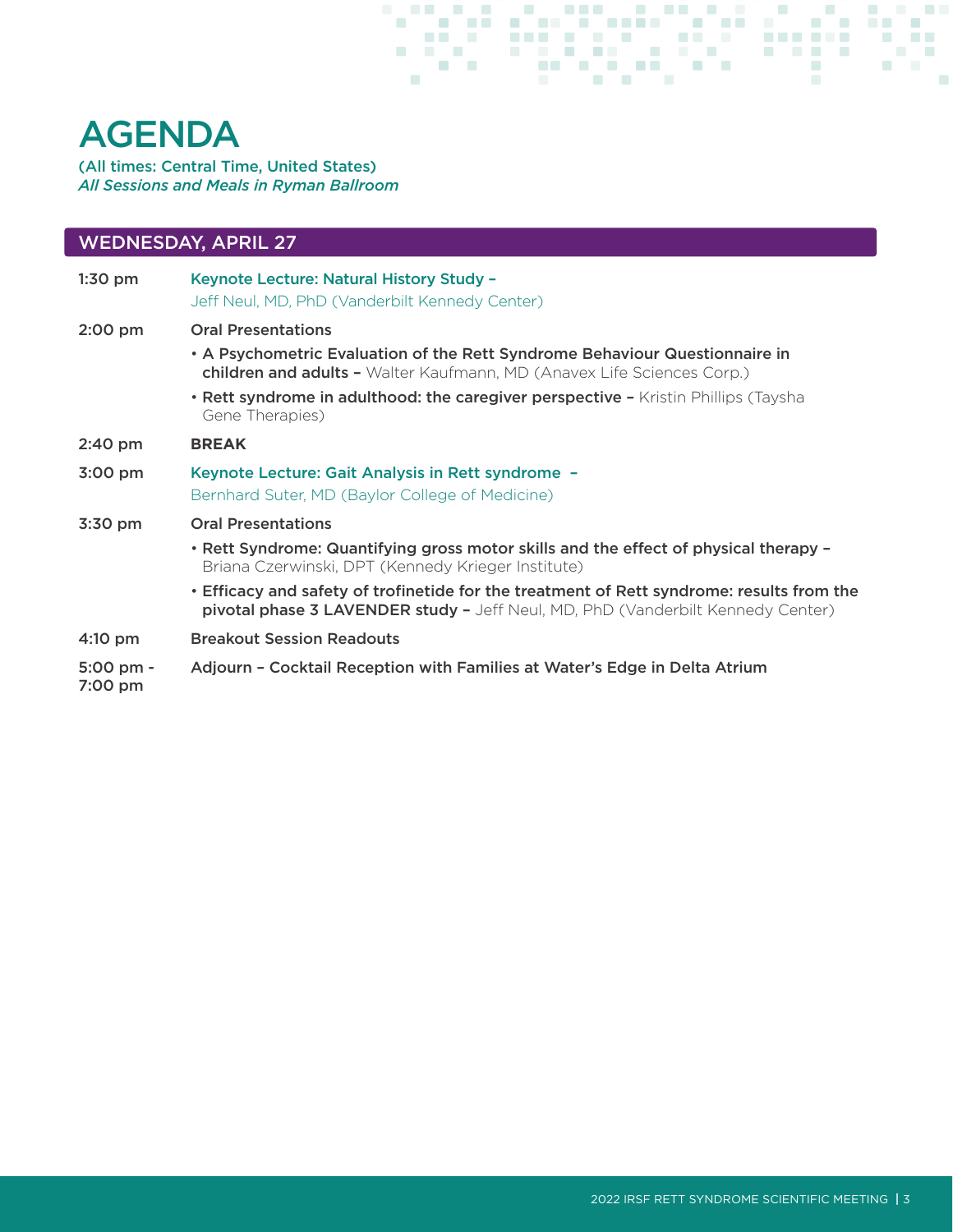# AGENDA

(All times: Central Time, United States)
*All Sessions and Meals in Ryman Ballroom*

## WEDNESDAY, APRIL 27

**1:30 pm** — Keynote Lecture: Natural History Study –
Jeff Neul, MD, PhD (Vanderbilt Kennedy Center)

**2:00 pm** — Oral Presentations

- **A Psychometric Evaluation of the Rett Syndrome Behaviour Questionnaire in children and adults –** Walter Kaufmann, MD (Anavex Life Sciences Corp.)
- **Rett syndrome in adulthood: the caregiver perspective –** Kristin Phillips (Taysha Gene Therapies)

**2:40 pm** — **BREAK**

**3:00 pm** — Keynote Lecture: Gait Analysis in Rett syndrome –
Bernhard Suter, MD (Baylor College of Medicine)

**3:30 pm** — Oral Presentations

- **Rett Syndrome: Quantifying gross motor skills and the effect of physical therapy –** Briana Czerwinski, DPT (Kennedy Krieger Institute)
- **Efficacy and safety of trofinetide for the treatment of Rett syndrome: results from the pivotal phase 3 LAVENDER study –** Jeff Neul, MD, PhD (Vanderbilt Kennedy Center)

**4:10 pm** — Breakout Session Readouts

**5:00 pm - 7:00 pm** — Adjourn – Cocktail Reception with Families at Water's Edge in Delta Atrium